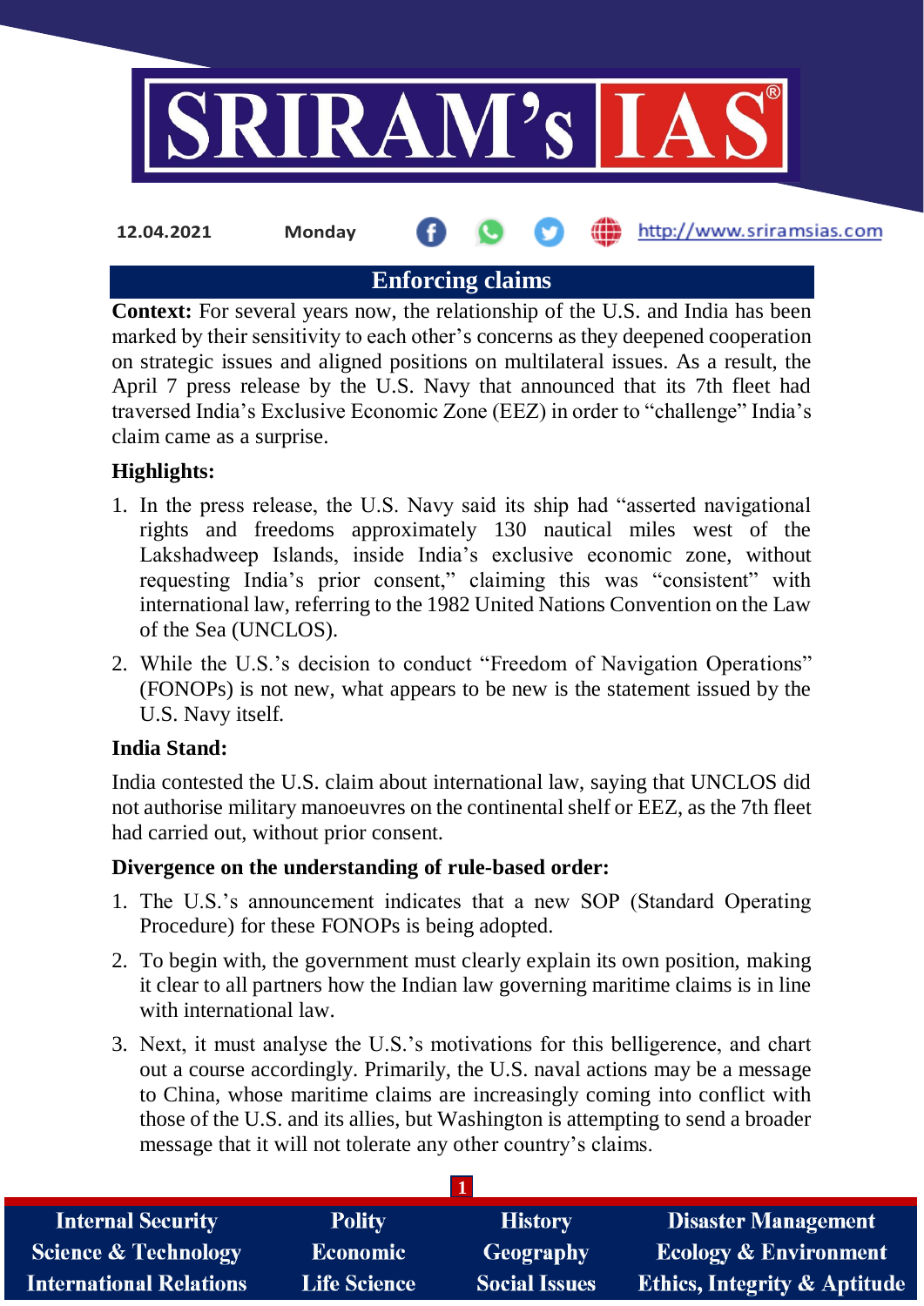12.04.2021 Monday http://www.sriramsias.com

## Enforcing claims

**Context:** For several years now, the relationship of the U.S. and India has been marked by their sensitivity to each other's concerns as they deepened cooperation on strategic issues and aligned positions on multilateral issues. As a result, the April 7 press release by the U.S. Navy that announced that its 7th fleet had traversed India's Exclusive Economic Zone (EEZ) in order to "challenge" India's claim came as a surprise.

### Highlights:

1. In the press release, the U.S. Navy said its ship had "asserted navigational rights and freedoms approximately 130 nautical miles west of the Lakshadweep Islands, inside India's exclusive economic zone, without requesting India's prior consent," claiming this was "consistent" with international law, referring to the 1982 United Nations Convention on the Law of the Sea (UNCLOS).
2. While the U.S.'s decision to conduct "Freedom of Navigation Operations" (FONOPs) is not new, what appears to be new is the statement issued by the U.S. Navy itself.

### India Stand:

India contested the U.S. claim about international law, saying that UNCLOS did not authorise military manoeuvres on the continental shelf or EEZ, as the 7th fleet had carried out, without prior consent.

### Divergence on the understanding of rule-based order:

1. The U.S.'s announcement indicates that a new SOP (Standard Operating Procedure) for these FONOPs is being adopted.
2. To begin with, the government must clearly explain its own position, making it clear to all partners how the Indian law governing maritime claims is in line with international law.
3. Next, it must analyse the U.S.'s motivations for this belligerence, and chart out a course accordingly. Primarily, the U.S. naval actions may be a message to China, whose maritime claims are increasingly coming into conflict with those of the U.S. and its allies, but Washington is attempting to send a broader message that it will not tolerate any other country's claims.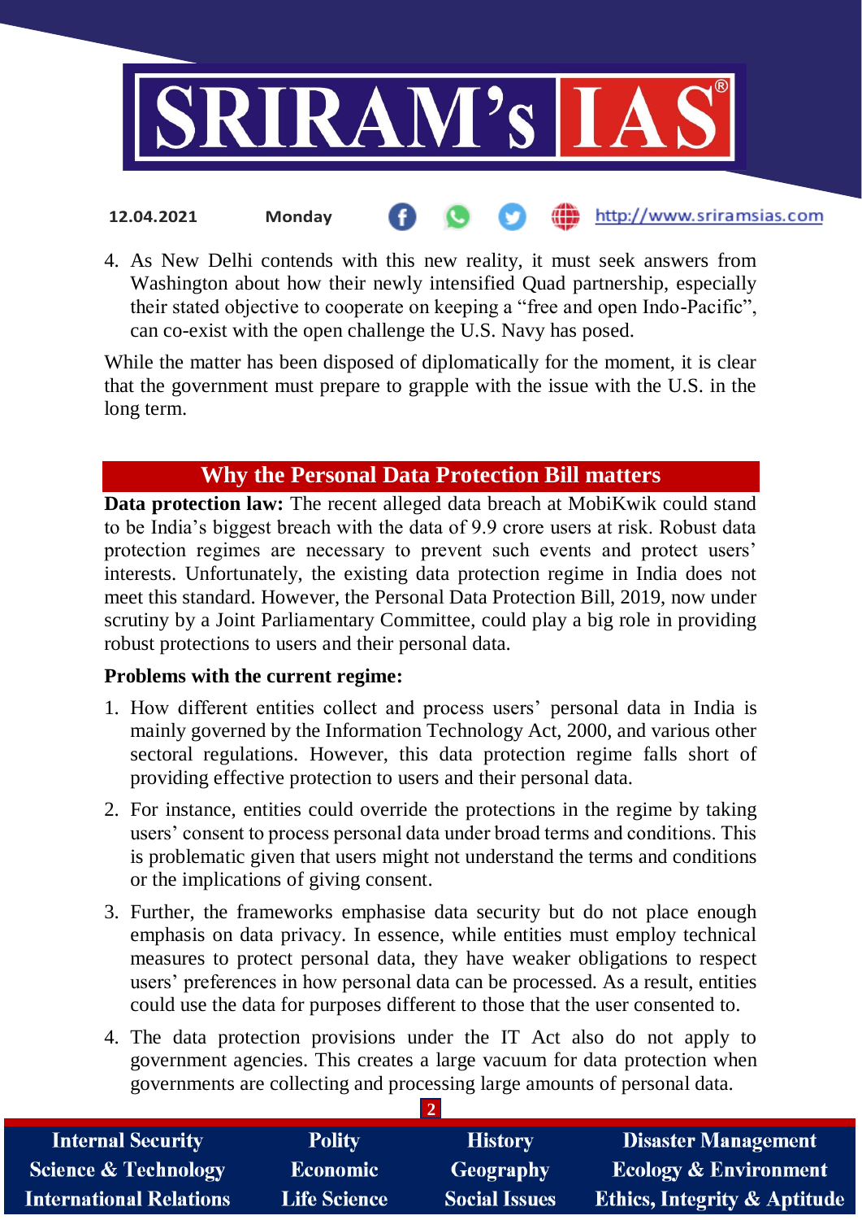4. As New Delhi contends with this new reality, it must seek answers from Washington about how their newly intensified Quad partnership, especially their stated objective to cooperate on keeping a "free and open Indo-Pacific", can co-exist with the open challenge the U.S. Navy has posed.

While the matter has been disposed of diplomatically for the moment, it is clear that the government must prepare to grapple with the issue with the U.S. in the long term.

## Why the Personal Data Protection Bill matters

**Data protection law:** The recent alleged data breach at MobiKwik could stand to be India's biggest breach with the data of 9.9 crore users at risk. Robust data protection regimes are necessary to prevent such events and protect users' interests. Unfortunately, the existing data protection regime in India does not meet this standard. However, the Personal Data Protection Bill, 2019, now under scrutiny by a Joint Parliamentary Committee, could play a big role in providing robust protections to users and their personal data.

**Problems with the current regime:**

1. How different entities collect and process users' personal data in India is mainly governed by the Information Technology Act, 2000, and various other sectoral regulations. However, this data protection regime falls short of providing effective protection to users and their personal data.
2. For instance, entities could override the protections in the regime by taking users' consent to process personal data under broad terms and conditions. This is problematic given that users might not understand the terms and conditions or the implications of giving consent.
3. Further, the frameworks emphasise data security but do not place enough emphasis on data privacy. In essence, while entities must employ technical measures to protect personal data, they have weaker obligations to respect users' preferences in how personal data can be processed. As a result, entities could use the data for purposes different to those that the user consented to.
4. The data protection provisions under the IT Act also do not apply to government agencies. This creates a large vacuum for data protection when governments are collecting and processing large amounts of personal data.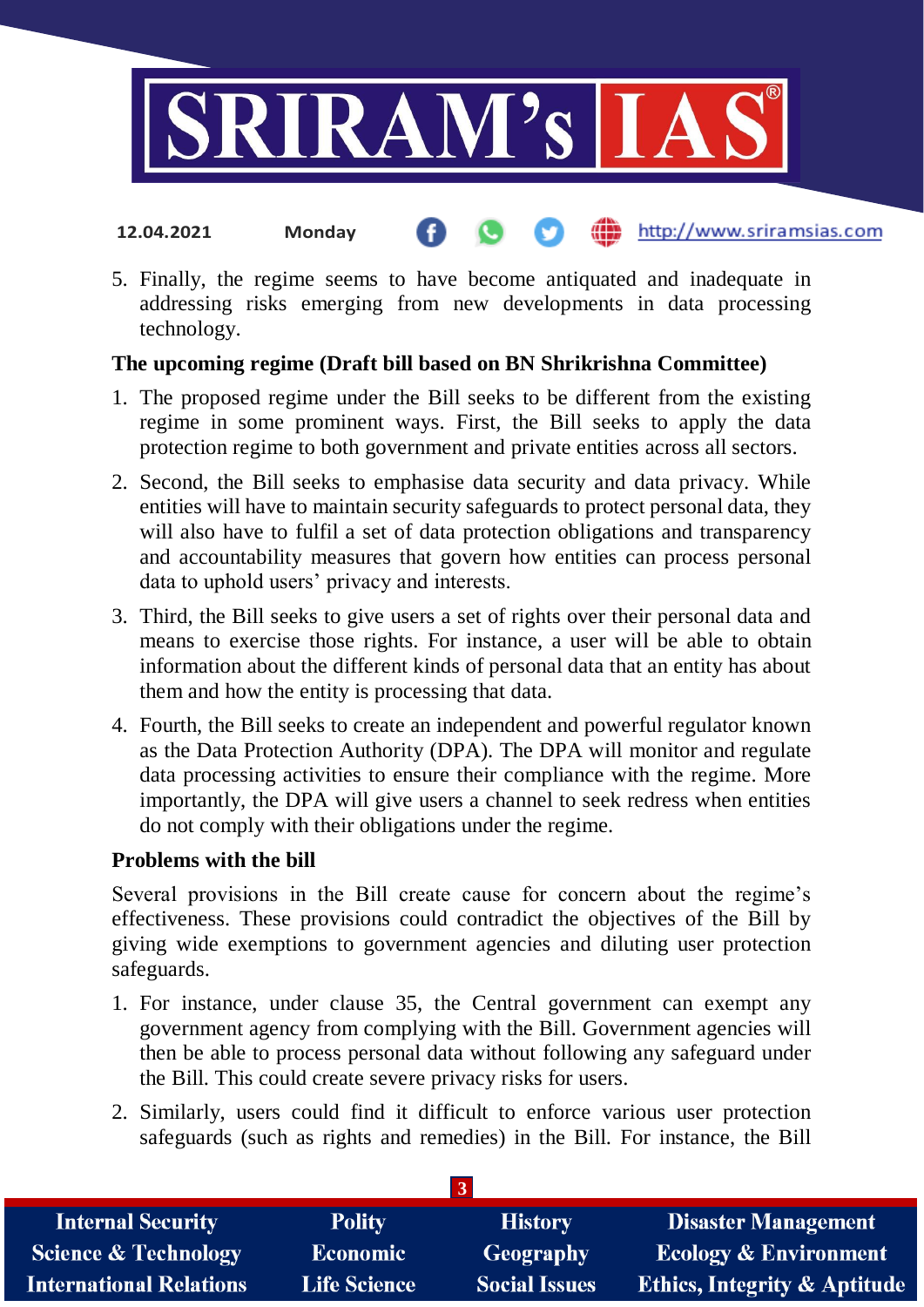5. Finally, the regime seems to have become antiquated and inadequate in addressing risks emerging from new developments in data processing technology.

**The upcoming regime (Draft bill based on BN Shrikrishna Committee)**

1. The proposed regime under the Bill seeks to be different from the existing regime in some prominent ways. First, the Bill seeks to apply the data protection regime to both government and private entities across all sectors.
2. Second, the Bill seeks to emphasise data security and data privacy. While entities will have to maintain security safeguards to protect personal data, they will also have to fulfil a set of data protection obligations and transparency and accountability measures that govern how entities can process personal data to uphold users' privacy and interests.
3. Third, the Bill seeks to give users a set of rights over their personal data and means to exercise those rights. For instance, a user will be able to obtain information about the different kinds of personal data that an entity has about them and how the entity is processing that data.
4. Fourth, the Bill seeks to create an independent and powerful regulator known as the Data Protection Authority (DPA). The DPA will monitor and regulate data processing activities to ensure their compliance with the regime. More importantly, the DPA will give users a channel to seek redress when entities do not comply with their obligations under the regime.

**Problems with the bill**

Several provisions in the Bill create cause for concern about the regime's effectiveness. These provisions could contradict the objectives of the Bill by giving wide exemptions to government agencies and diluting user protection safeguards.

1. For instance, under clause 35, the Central government can exempt any government agency from complying with the Bill. Government agencies will then be able to process personal data without following any safeguard under the Bill. This could create severe privacy risks for users.
2. Similarly, users could find it difficult to enforce various user protection safeguards (such as rights and remedies) in the Bill. For instance, the Bill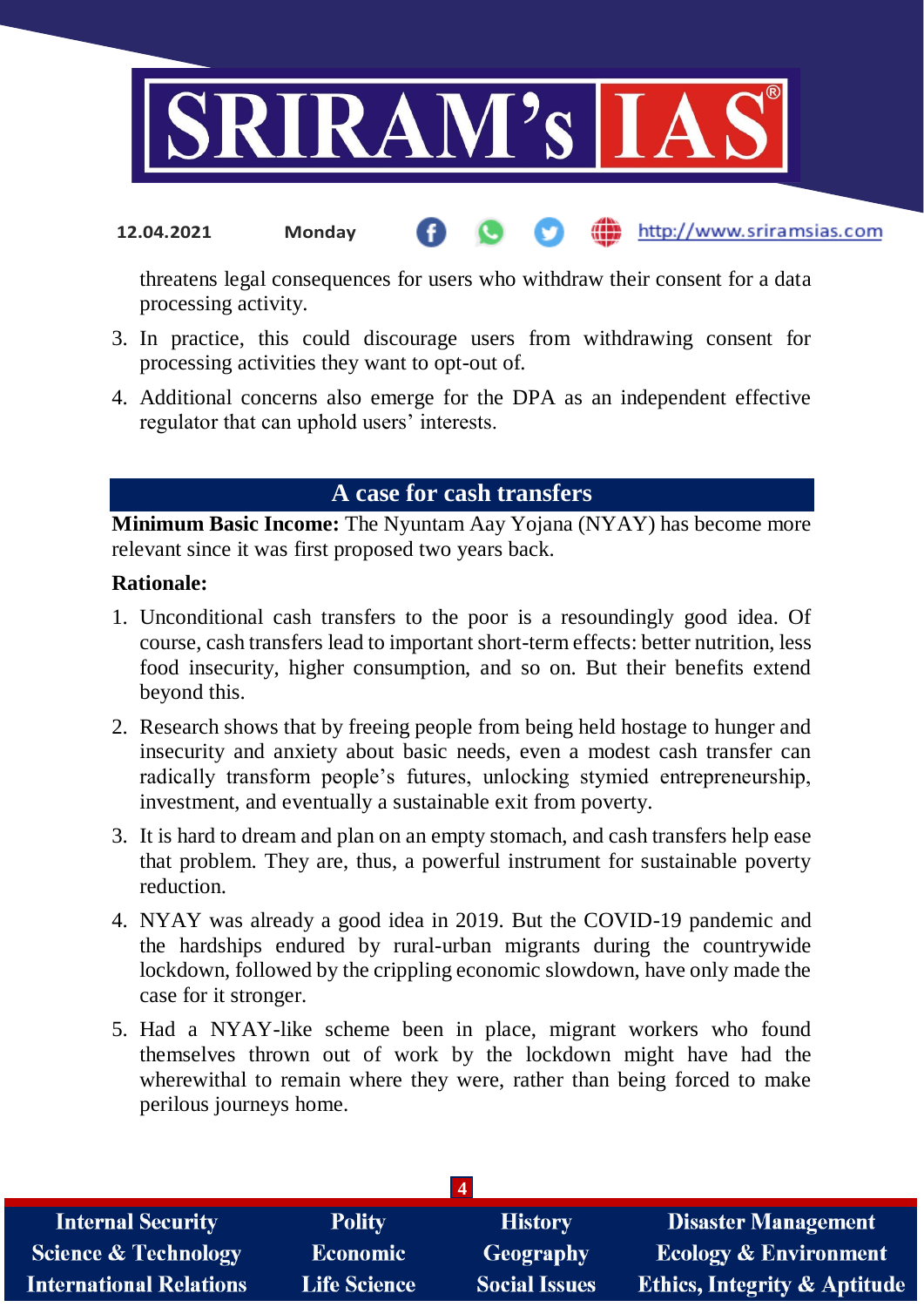threatens legal consequences for users who withdraw their consent for a data processing activity.

3. In practice, this could discourage users from withdrawing consent for processing activities they want to opt-out of.
4. Additional concerns also emerge for the DPA as an independent effective regulator that can uphold users' interests.

## A case for cash transfers

**Minimum Basic Income:** The Nyuntam Aay Yojana (NYAY) has become more relevant since it was first proposed two years back.

**Rationale:**

1. Unconditional cash transfers to the poor is a resoundingly good idea. Of course, cash transfers lead to important short-term effects: better nutrition, less food insecurity, higher consumption, and so on. But their benefits extend beyond this.
2. Research shows that by freeing people from being held hostage to hunger and insecurity and anxiety about basic needs, even a modest cash transfer can radically transform people's futures, unlocking stymied entrepreneurship, investment, and eventually a sustainable exit from poverty.
3. It is hard to dream and plan on an empty stomach, and cash transfers help ease that problem. They are, thus, a powerful instrument for sustainable poverty reduction.
4. NYAY was already a good idea in 2019. But the COVID-19 pandemic and the hardships endured by rural-urban migrants during the countrywide lockdown, followed by the crippling economic slowdown, have only made the case for it stronger.
5. Had a NYAY-like scheme been in place, migrant workers who found themselves thrown out of work by the lockdown might have had the wherewithal to remain where they were, rather than being forced to make perilous journeys home.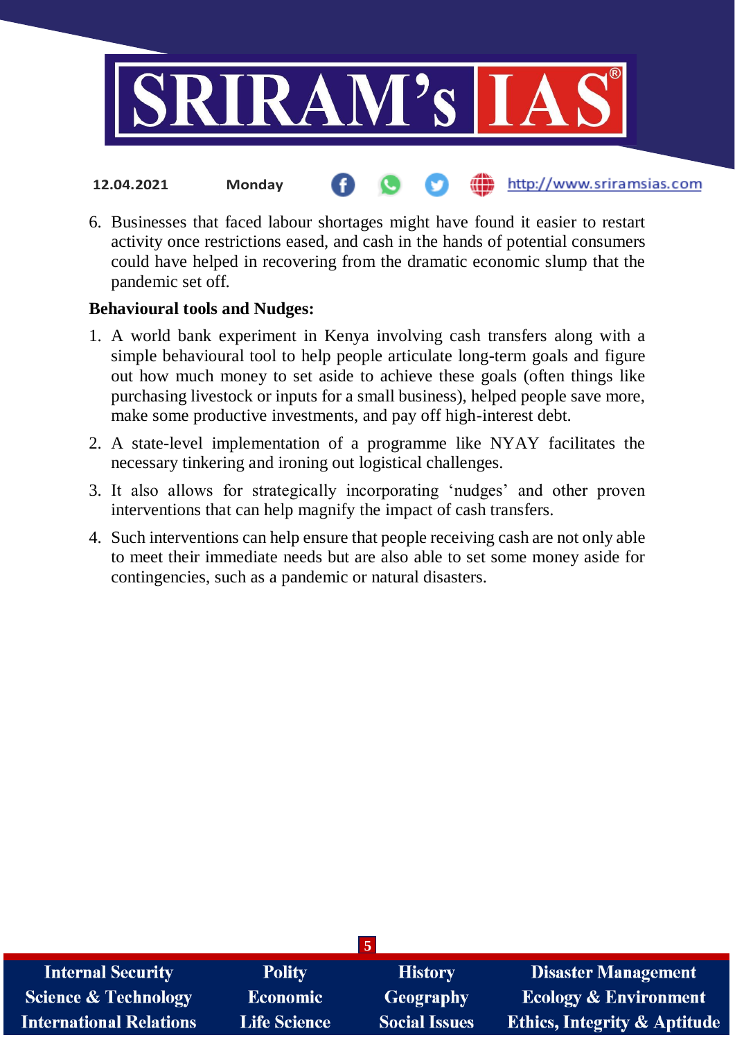6. Businesses that faced labour shortages might have found it easier to restart activity once restrictions eased, and cash in the hands of potential consumers could have helped in recovering from the dramatic economic slump that the pandemic set off.

**Behavioural tools and Nudges:**

1. A world bank experiment in Kenya involving cash transfers along with a simple behavioural tool to help people articulate long-term goals and figure out how much money to set aside to achieve these goals (often things like purchasing livestock or inputs for a small business), helped people save more, make some productive investments, and pay off high-interest debt.
2. A state-level implementation of a programme like NYAY facilitates the necessary tinkering and ironing out logistical challenges.
3. It also allows for strategically incorporating 'nudges' and other proven interventions that can help magnify the impact of cash transfers.
4. Such interventions can help ensure that people receiving cash are not only able to meet their immediate needs but are also able to set some money aside for contingencies, such as a pandemic or natural disasters.